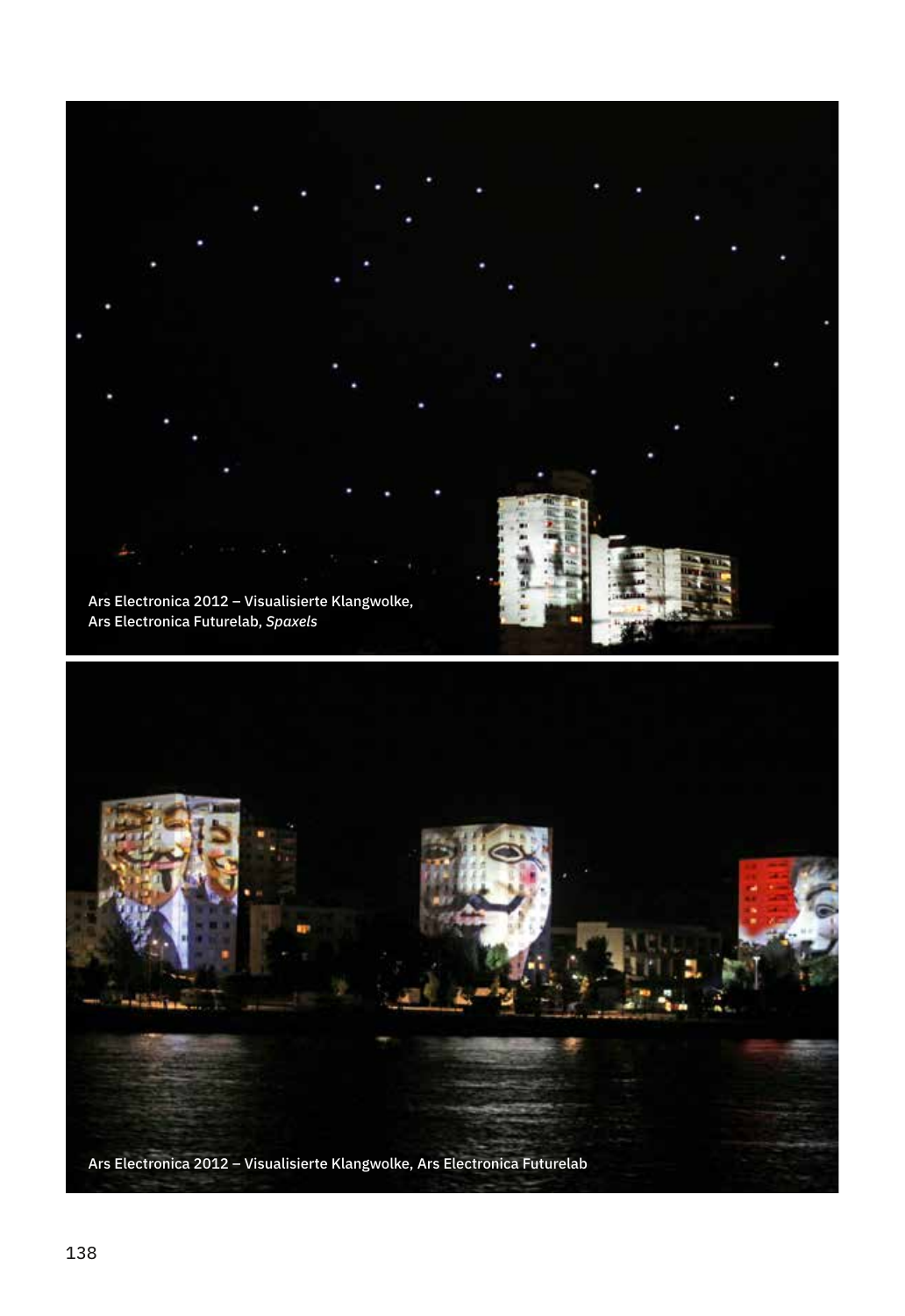Ars Electronica 2012 – Visualisierte Klangwolke,
Ars Electronica Futurelab, *Spaxels*

Ars Electronica 2012 – Visualisierte Klangwolke, Ars Electronica Futurelab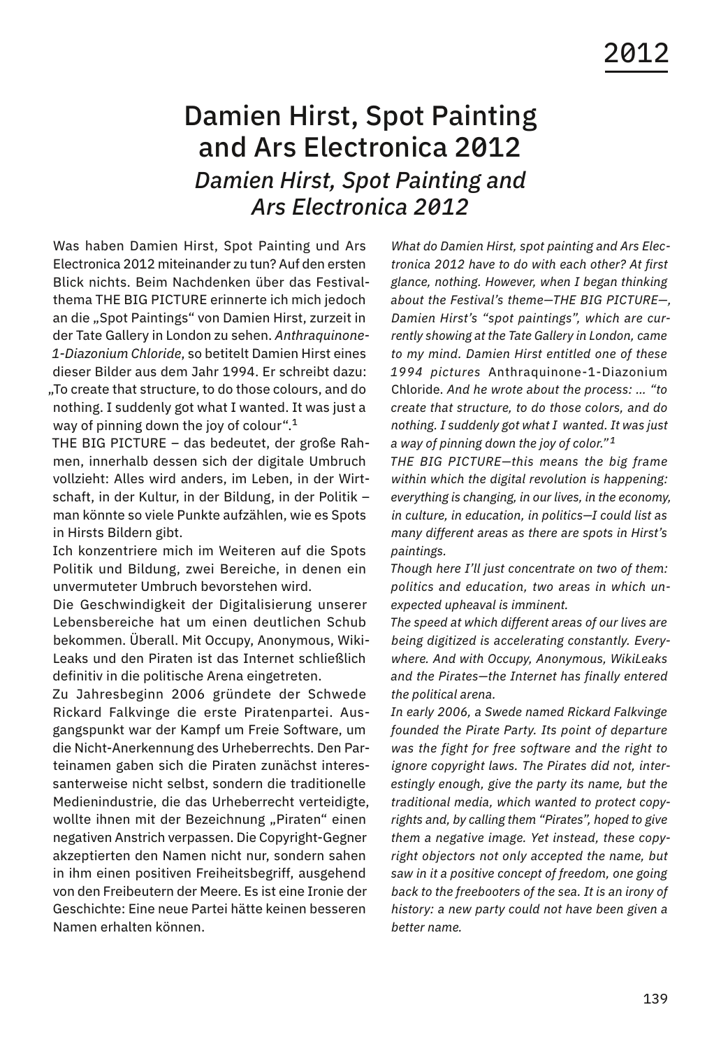# Damien Hirst, Spot Painting and Ars Electronica 2012

## *Damien Hirst, Spot Painting and Ars Electronica 2012*

Was haben Damien Hirst, Spot Painting und Ars Electronica 2012 miteinander zu tun? Auf den ersten Blick nichts. Beim Nachdenken über das Festivalthema THE BIG PICTURE erinnerte ich mich jedoch an die „Spot Paintings" von Damien Hirst, zurzeit in der Tate Gallery in London zu sehen. *Anthraquinone-1-Diazonium Chloride*, so betitelt Damien Hirst eines dieser Bilder aus dem Jahr 1994. Er schreibt dazu: „To create that structure, to do those colours, and do nothing. I suddenly got what I wanted. It was just a way of pinning down the joy of colour".[1]

THE BIG PICTURE – das bedeutet, der große Rahmen, innerhalb dessen sich der digitale Umbruch vollzieht: Alles wird anders, im Leben, in der Wirtschaft, in der Kultur, in der Bildung, in der Politik – man könnte so viele Punkte aufzählen, wie es Spots in Hirsts Bildern gibt.

Ich konzentriere mich im Weiteren auf die Spots Politik und Bildung, zwei Bereiche, in denen ein unvermuteter Umbruch bevorstehen wird.

Die Geschwindigkeit der Digitalisierung unserer Lebensbereiche hat um einen deutlichen Schub bekommen. Überall. Mit Occupy, Anonymous, WikiLeaks und den Piraten ist das Internet schließlich definitiv in die politische Arena eingetreten.

Zu Jahresbeginn 2006 gründete der Schwede Rickard Falkvinge die erste Piratenpartei. Ausgangspunkt war der Kampf um Freie Software, um die Nicht-Anerkennung des Urheberrechts. Den Parteinamen gaben sich die Piraten zunächst interessanterweise nicht selbst, sondern die traditionelle Medienindustrie, die das Urheberrecht verteidigte, wollte ihnen mit der Bezeichnung „Piraten" einen negativen Anstrich verpassen. Die Copyright-Gegner akzeptierten den Namen nicht nur, sondern sahen in ihm einen positiven Freiheitsbegriff, ausgehend von den Freibeutern der Meere. Es ist eine Ironie der Geschichte: Eine neue Partei hätte keinen besseren Namen erhalten können.

*What do Damien Hirst, spot painting and Ars Electronica 2012 have to do with each other? At first glance, nothing. However, when I began thinking about the Festival's theme—THE BIG PICTURE—, Damien Hirst's "spot paintings", which are currently showing at the Tate Gallery in London, came to my mind. Damien Hirst entitled one of these 1994 pictures* Anthraquinone-1-Diazonium Chloride. *And he wrote about the process: … "to create that structure, to do those colors, and do nothing. I suddenly got what I wanted. It was just a way of pinning down the joy of color."*[1]

*THE BIG PICTURE—this means the big frame within which the digital revolution is happening: everything is changing, in our lives, in the economy, in culture, in education, in politics—I could list as many different areas as there are spots in Hirst's paintings.*

*Though here I'll just concentrate on two of them: politics and education, two areas in which unexpected upheaval is imminent.*

*The speed at which different areas of our lives are being digitized is accelerating constantly. Everywhere. And with Occupy, Anonymous, WikiLeaks and the Pirates—the Internet has finally entered the political arena.*

*In early 2006, a Swede named Rickard Falkvinge founded the Pirate Party. Its point of departure was the fight for free software and the right to ignore copyright laws. The Pirates did not, interestingly enough, give the party its name, but the traditional media, which wanted to protect copyrights and, by calling them "Pirates", hoped to give them a negative image. Yet instead, these copyright objectors not only accepted the name, but saw in it a positive concept of freedom, one going back to the freebooters of the sea. It is an irony of history: a new party could not have been given a better name.*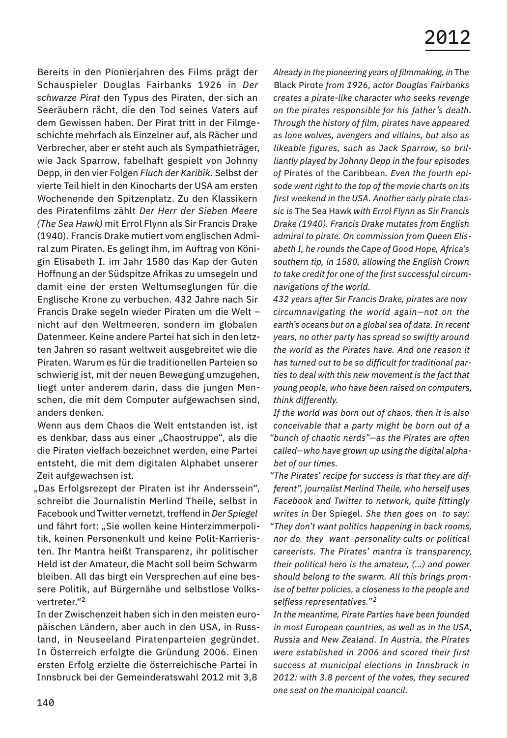# 2012

Bereits in den Pionierjahren des Films prägt der Schauspieler Douglas Fairbanks 1926 in *Der schwarze Pirat* den Typus des Piraten, der sich an Seeräubern rächt, die den Tod seines Vaters auf dem Gewissen haben. Der Pirat tritt in der Filmgeschichte mehrfach als Einzelner auf, als Rächer und Verbrecher, aber er steht auch als Sympathieträger, wie Jack Sparrow, fabelhaft gespielt von Johnny Depp, in den vier Folgen *Fluch der Karibik.* Selbst der vierte Teil hielt in den Kinocharts der USA am ersten Wochenende den Spitzenplatz. Zu den Klassikern des Piratenfilms zählt *Der Herr der Sieben Meere (The Sea Hawk)* mit Errol Flynn als Sir Francis Drake (1940). Francis Drake mutiert vom englischen Admiral zum Piraten. Es gelingt ihm, im Auftrag von Königin Elisabeth I. im Jahr 1580 das Kap der Guten Hoffnung an der Südspitze Afrikas zu umsegeln und damit eine der ersten Weltumseglungen für die Englische Krone zu verbuchen. 432 Jahre nach Sir Francis Drake segeln wieder Piraten um die Welt – nicht auf den Weltmeeren, sondern im globalen Datenmeer. Keine andere Partei hat sich in den letzten Jahren so rasant weltweit ausgebreitet wie die Piraten. Warum es für die traditionellen Parteien so schwierig ist, mit der neuen Bewegung umzugehen, liegt unter anderem darin, dass die jungen Menschen, die mit dem Computer aufgewachsen sind, anders denken.

Wenn aus dem Chaos die Welt entstanden ist, ist es denkbar, dass aus einer „Chaostruppe", als die die Piraten vielfach bezeichnet werden, eine Partei entsteht, die mit dem digitalen Alphabet unserer Zeit aufgewachsen ist.

„Das Erfolgsrezept der Piraten ist ihr Anderssein", schreibt die Journalistin Merlind Theile, selbst in Facebook und Twitter vernetzt, treffend in *Der Spiegel* und fährt fort: „Sie wollen keine Hinterzimmerpolitik, keinen Personenkult und keine Polit-Karrieristen. Ihr Mantra heißt Transparenz, ihr politischer Held ist der Amateur, die Macht soll beim Schwarm bleiben. All das birgt ein Versprechen auf eine bessere Politik, auf Bürgernähe und selbstlose Volksvertreter."[2]

In der Zwischenzeit haben sich in den meisten europäischen Ländern, aber auch in den USA, in Russland, in Neuseeland Piratenparteien gegründet. In Österreich erfolgte die Gründung 2006. Einen ersten Erfolg erzielte die österreichische Partei in Innsbruck bei der Gemeinderatswahl 2012 mit 3,8

*Already in the pioneering years of filmmaking, in* The Black Pirate *from 1926, actor Douglas Fairbanks creates a pirate-like character who seeks revenge on the pirates responsible for his father's death. Through the history of film, pirates have appeared as lone wolves, avengers and villains, but also as likeable figures, such as Jack Sparrow, so brilliantly played by Johnny Depp in the four episodes of* Pirates of the Caribbean*. Even the fourth episode went right to the top of the movie charts on its first weekend in the USA. Another early pirate classic is* The Sea Hawk *with Errol Flynn as Sir Francis Drake (1940). Francis Drake mutates from English admiral to pirate. On commission from Queen Elisabeth I, he rounds the Cape of Good Hope, Africa's southern tip, in 1580, allowing the English Crown to take credit for one of the first successful circumnavigations of the world.*

*432 years after Sir Francis Drake, pirates are now circumnavigating the world again—not on the earth's oceans but on a global sea of data. In recent years, no other party has spread so swiftly around the world as the Pirates have. And one reason it has turned out to be so difficult for traditional parties to deal with this new movement is the fact that young people, who have been raised on computers, think differently.*

*If the world was born out of chaos, then it is also conceivable that a party might be born out of a "bunch of chaotic nerds"—as the Pirates are often called—who have grown up using the digital alphabet of our times.*

*"The Pirates' recipe for success is that they are different", journalist Merlind Theile, who herself uses Facebook and Twitter to network, quite fittingly writes in* Der Spiegel*. She then goes on to say: "They don't want politics happening in back rooms, nor do they want personality cults or political careerists. The Pirates' mantra is transparency, their political hero is the amateur, (...) and power should belong to the swarm. All this brings promise of better policies, a closeness to the people and selfless representatives."[2]*

*In the meantime, Pirate Parties have been founded in most European countries, as well as in the USA, Russia and New Zealand. In Austria, the Pirates were established in 2006 and scored their first success at municipal elections in Innsbruck in 2012: with 3.8 percent of the votes, they secured one seat on the municipal council.*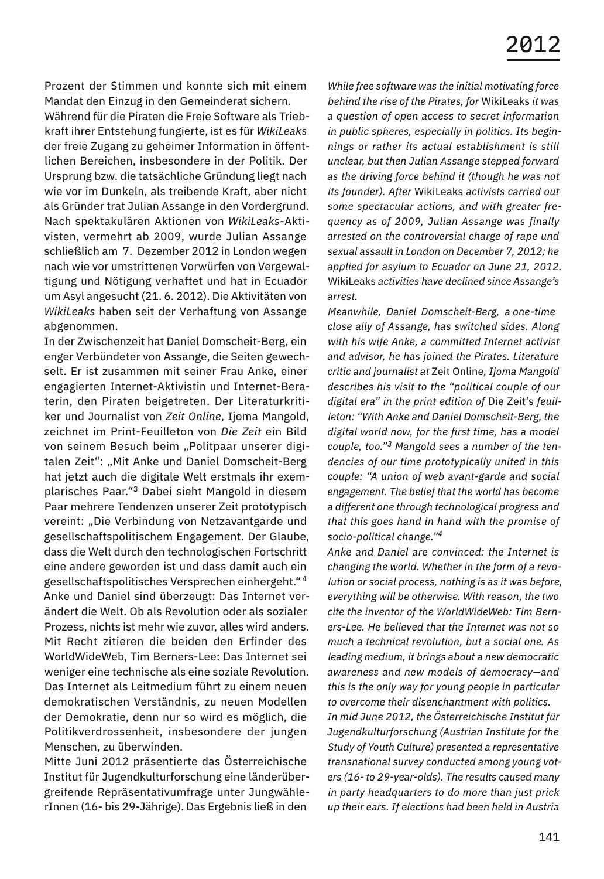Prozent der Stimmen und konnte sich mit einem Mandat den Einzug in den Gemeinderat sichern.

Während für die Piraten die Freie Software als Triebkraft ihrer Entstehung fungierte, ist es für *WikiLeaks* der freie Zugang zu geheimer Information in öffentlichen Bereichen, insbesondere in der Politik. Der Ursprung bzw. die tatsächliche Gründung liegt nach wie vor im Dunkeln, als treibende Kraft, aber nicht als Gründer trat Julian Assange in den Vordergrund. Nach spektakulären Aktionen von *WikiLeaks*-Aktivisten, vermehrt ab 2009, wurde Julian Assange schließlich am 7. Dezember 2012 in London wegen nach wie vor umstrittenen Vorwürfen von Vergewaltigung und Nötigung verhaftet und hat in Ecuador um Asyl angesucht (21. 6. 2012). Die Aktivitäten von *WikiLeaks* haben seit der Verhaftung von Assange abgenommen.

In der Zwischenzeit hat Daniel Domscheit-Berg, ein enger Verbündeter von Assange, die Seiten gewechselt. Er ist zusammen mit seiner Frau Anke, einer engagierten Internet-Aktivistin und Internet-Beraterin, den Piraten beigetreten. Der Literaturkritiker und Journalist von *Zeit Online*, Ijoma Mangold, zeichnet im Print-Feuilleton von *Die Zeit* ein Bild von seinem Besuch beim „Politpaar unserer digitalen Zeit": „Mit Anke und Daniel Domscheit-Berg hat jetzt auch die digitale Welt erstmals ihr exemplarisches Paar."[3] Dabei sieht Mangold in diesem Paar mehrere Tendenzen unserer Zeit prototypisch vereint: „Die Verbindung von Netzavantgarde und gesellschaftspolitischem Engagement. Der Glaube, dass die Welt durch den technologischen Fortschritt eine andere geworden ist und dass damit auch ein gesellschaftspolitisches Versprechen einhergeht."[4]

Anke und Daniel sind überzeugt: Das Internet verändert die Welt. Ob als Revolution oder als sozialer Prozess, nichts ist mehr wie zuvor, alles wird anders. Mit Recht zitieren die beiden den Erfinder des WorldWideWeb, Tim Berners-Lee: Das Internet sei weniger eine technische als eine soziale Revolution. Das Internet als Leitmedium führt zu einem neuen demokratischen Verständnis, zu neuen Modellen der Demokratie, denn nur so wird es möglich, die Politikverdrossenheit, insbesondere der jungen Menschen, zu überwinden.

Mitte Juni 2012 präsentierte das Österreichische Institut für Jugendkulturforschung eine länderübergreifende Repräsentativumfrage unter JungwählerInnen (16- bis 29-Jährige). Das Ergebnis ließ in den

*While free software was the initial motivating force behind the rise of the Pirates, for* WikiLeaks *it was a question of open access to secret information in public spheres, especially in politics. Its beginnings or rather its actual establishment is still unclear, but then Julian Assange stepped forward as the driving force behind it (though he was not its founder). After* WikiLeaks *activists carried out some spectacular actions, and with greater frequency as of 2009, Julian Assange was finally arrested on the controversial charge of rape und sexual assault in London on December 7, 2012; he applied for asylum to Ecuador on June 21, 2012.* WikiLeaks *activities have declined since Assange's arrest.*

*Meanwhile, Daniel Domscheit-Berg, a one-time close ally of Assange, has switched sides. Along with his wife Anke, a committed Internet activist and advisor, he has joined the Pirates. Literature critic and journalist at* Zeit Online*, Ijoma Mangold describes his visit to the "political couple of our digital era" in the print edition of* Die Zeit*'s feuilleton: "With Anke and Daniel Domscheit-Berg, the digital world now, for the first time, has a model couple, too."[3] Mangold sees a number of the tendencies of our time prototypically united in this couple: "A union of web avant-garde and social engagement. The belief that the world has become a different one through technological progress and that this goes hand in hand with the promise of socio-political change."[4]*

*Anke and Daniel are convinced: the Internet is changing the world. Whether in the form of a revolution or social process, nothing is as it was before, everything will be otherwise. With reason, the two cite the inventor of the WorldWideWeb: Tim Berners-Lee. He believed that the Internet was not so much a technical revolution, but a social one. As leading medium, it brings about a new democratic awareness and new models of democracy—and this is the only way for young people in particular to overcome their disenchantment with politics.*

*In mid June 2012, the Österreichische Institut für Jugendkulturforschung (Austrian Institute for the Study of Youth Culture) presented a representative transnational survey conducted among young voters (16- to 29-year-olds). The results caused many in party headquarters to do more than just prick up their ears. If elections had been held in Austria*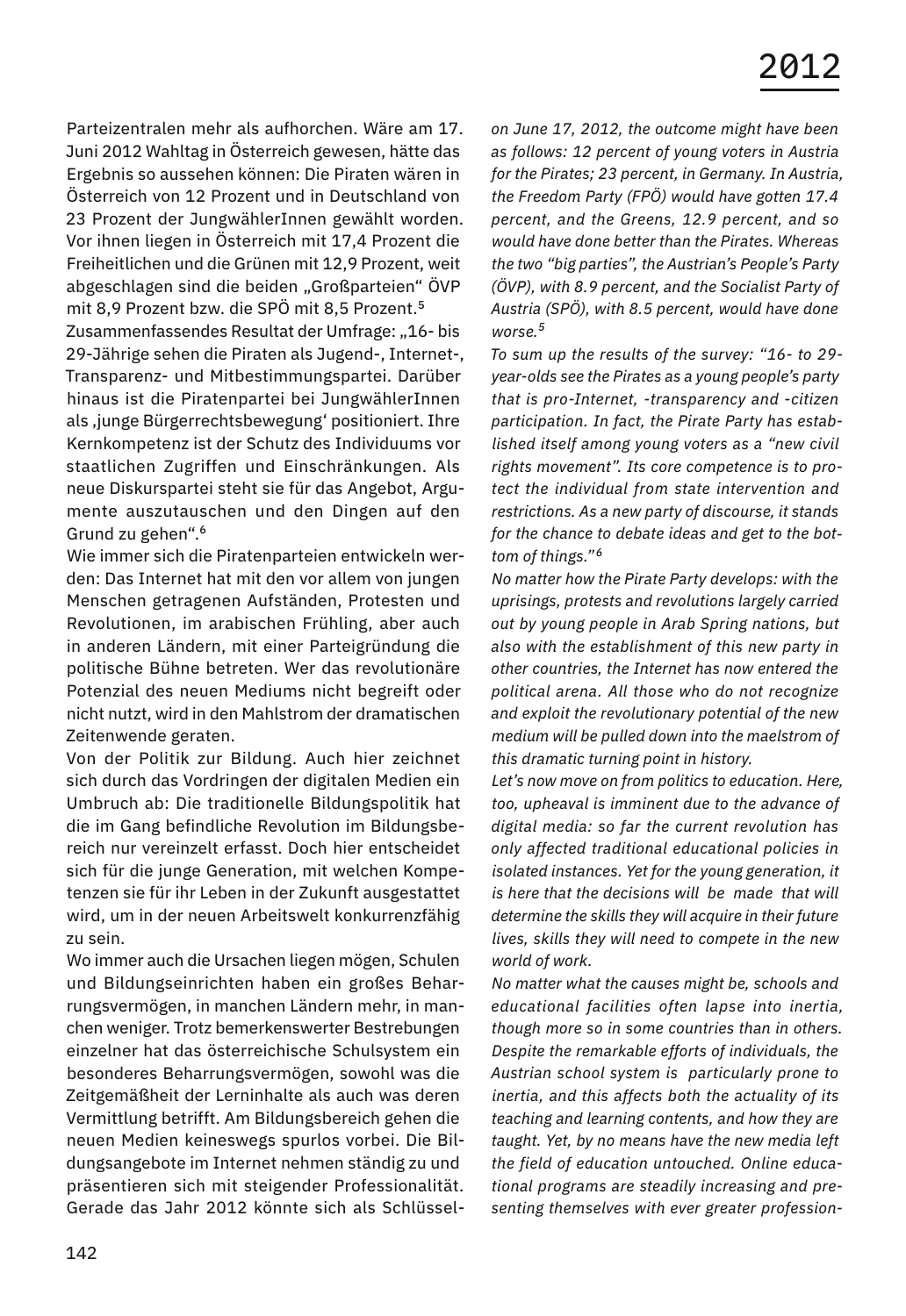Parteizentralen mehr als aufhorchen. Wäre am 17. Juni 2012 Wahltag in Österreich gewesen, hätte das Ergebnis so aussehen können: Die Piraten wären in Österreich von 12 Prozent und in Deutschland von 23 Prozent der JungwählerInnen gewählt worden. Vor ihnen liegen in Österreich mit 17,4 Prozent die Freiheitlichen und die Grünen mit 12,9 Prozent, weit abgeschlagen sind die beiden „Großparteien" ÖVP mit 8,9 Prozent bzw. die SPÖ mit 8,5 Prozent.[5]

Zusammenfassendes Resultat der Umfrage: „16- bis 29-Jährige sehen die Piraten als Jugend-, Internet-, Transparenz- und Mitbestimmungspartei. Darüber hinaus ist die Piratenpartei bei JungwählerInnen als ‚junge Bürgerrechtsbewegung' positioniert. Ihre Kernkompetenz ist der Schutz des Individuums vor staatlichen Zugriffen und Einschränkungen. Als neue Diskurspartei steht sie für das Angebot, Argumente auszutauschen und den Dingen auf den Grund zu gehen".[6]

Wie immer sich die Piratenparteien entwickeln werden: Das Internet hat mit den vor allem von jungen Menschen getragenen Aufständen, Protesten und Revolutionen, im arabischen Frühling, aber auch in anderen Ländern, mit einer Parteigründung die politische Bühne betreten. Wer das revolutionäre Potenzial des neuen Mediums nicht begreift oder nicht nutzt, wird in den Mahlstrom der dramatischen Zeitenwende geraten.

Von der Politik zur Bildung. Auch hier zeichnet sich durch das Vordringen der digitalen Medien ein Umbruch ab: Die traditionelle Bildungspolitik hat die im Gang befindliche Revolution im Bildungsbereich nur vereinzelt erfasst. Doch hier entscheidet sich für die junge Generation, mit welchen Kompetenzen sie für ihr Leben in der Zukunft ausgestattet wird, um in der neuen Arbeitswelt konkurrenzfähig zu sein.

Wo immer auch die Ursachen liegen mögen, Schulen und Bildungseinrichten haben ein großes Beharrungsvermögen, in manchen Ländern mehr, in manchen weniger. Trotz bemerkenswerter Bestrebungen einzelner hat das österreichische Schulsystem ein besonderes Beharrungsvermögen, sowohl was die Zeitgemäßheit der Lerninhalte als auch was deren Vermittlung betrifft. Am Bildungsbereich gehen die neuen Medien keineswegs spurlos vorbei. Die Bildungsangebote im Internet nehmen ständig zu und präsentieren sich mit steigender Professionalität. Gerade das Jahr 2012 könnte sich als Schlüssel-

*on June 17, 2012, the outcome might have been as follows: 12 percent of young voters in Austria for the Pirates; 23 percent, in Germany. In Austria, the Freedom Party (FPÖ) would have gotten 17.4 percent, and the Greens, 12.9 percent, and so would have done better than the Pirates. Whereas the two "big parties", the Austrian's People's Party (ÖVP), with 8.9 percent, and the Socialist Party of Austria (SPÖ), with 8.5 percent, would have done worse.[5]*

*To sum up the results of the survey: "16- to 29-year-olds see the Pirates as a young people's party that is pro-Internet, -transparency and -citizen participation. In fact, the Pirate Party has established itself among young voters as a "new civil rights movement". Its core competence is to protect the individual from state intervention and restrictions. As a new party of discourse, it stands for the chance to debate ideas and get to the bottom of things."[6]*

*No matter how the Pirate Party develops: with the uprisings, protests and revolutions largely carried out by young people in Arab Spring nations, but also with the establishment of this new party in other countries, the Internet has now entered the political arena. All those who do not recognize and exploit the revolutionary potential of the new medium will be pulled down into the maelstrom of this dramatic turning point in history.*

*Let's now move on from politics to education. Here, too, upheaval is imminent due to the advance of digital media: so far the current revolution has only affected traditional educational policies in isolated instances. Yet for the young generation, it is here that the decisions will be made that will determine the skills they will acquire in their future lives, skills they will need to compete in the new world of work.*

*No matter what the causes might be, schools and educational facilities often lapse into inertia, though more so in some countries than in others. Despite the remarkable efforts of individuals, the Austrian school system is particularly prone to inertia, and this affects both the actuality of its teaching and learning contents, and how they are taught. Yet, by no means have the new media left the field of education untouched. Online educational programs are steadily increasing and presenting themselves with ever greater profession-*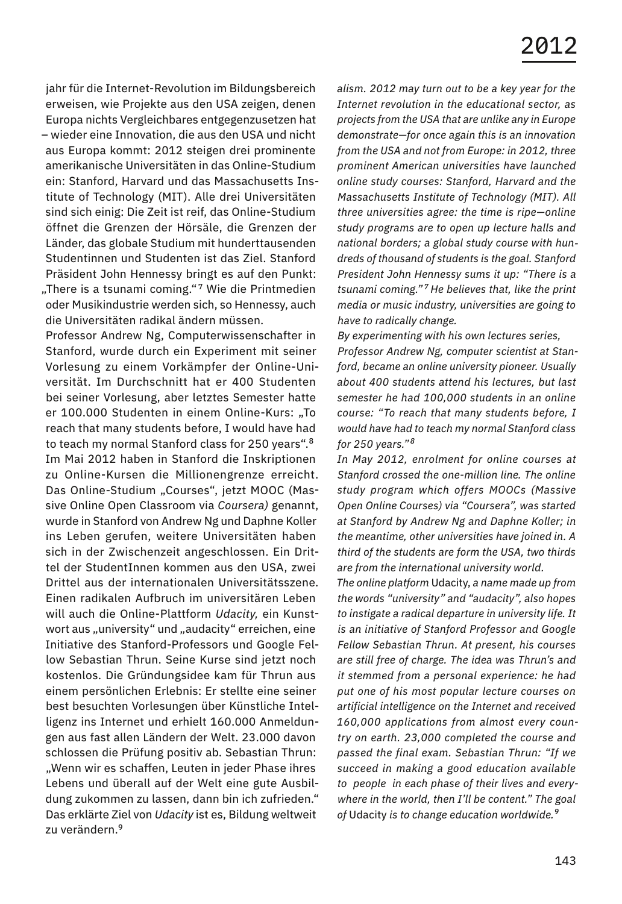jahr für die Internet-Revolution im Bildungsbereich erweisen, wie Projekte aus den USA zeigen, denen Europa nichts Vergleichbares entgegenzusetzen hat – wieder eine Innovation, die aus den USA und nicht aus Europa kommt: 2012 steigen drei prominente amerikanische Universitäten in das Online-Studium ein: Stanford, Harvard und das Massachusetts Institute of Technology (MIT). Alle drei Universitäten sind sich einig: Die Zeit ist reif, das Online-Studium öffnet die Grenzen der Hörsäle, die Grenzen der Länder, das globale Studium mit hunderttausenden Studentinnen und Studenten ist das Ziel. Stanford Präsident John Hennessy bringt es auf den Punkt: „There is a tsunami coming."[7] Wie die Printmedien oder Musikindustrie werden sich, so Hennessy, auch die Universitäten radikal ändern müssen.

Professor Andrew Ng, Computerwissenschafter in Stanford, wurde durch ein Experiment mit seiner Vorlesung zu einem Vorkämpfer der Online-Universität. Im Durchschnitt hat er 400 Studenten bei seiner Vorlesung, aber letztes Semester hatte er 100.000 Studenten in einem Online-Kurs: „To reach that many students before, I would have had to teach my normal Stanford class for 250 years".[8]

Im Mai 2012 haben in Stanford die Inskriptionen zu Online-Kursen die Millionengrenze erreicht. Das Online-Studium „Courses", jetzt MOOC (Massive Online Open Classroom via *Coursera)* genannt, wurde in Stanford von Andrew Ng und Daphne Koller ins Leben gerufen, weitere Universitäten haben sich in der Zwischenzeit angeschlossen. Ein Drittel der StudentInnen kommen aus den USA, zwei Drittel aus der internationalen Universitätsszene. Einen radikalen Aufbruch im universitären Leben will auch die Online-Plattform *Udacity,* ein Kunstwort aus „university" und „audacity" erreichen, eine Initiative des Stanford-Professors und Google Fellow Sebastian Thrun. Seine Kurse sind jetzt noch kostenlos. Die Gründungsidee kam für Thrun aus einem persönlichen Erlebnis: Er stellte eine seiner best besuchten Vorlesungen über Künstliche Intelligenz ins Internet und erhielt 160.000 Anmeldungen aus fast allen Ländern der Welt. 23.000 davon schlossen die Prüfung positiv ab. Sebastian Thrun: „Wenn wir es schaffen, Leuten in jeder Phase ihres Lebens und überall auf der Welt eine gute Ausbildung zukommen zu lassen, dann bin ich zufrieden." Das erklärte Ziel von *Udacity* ist es, Bildung weltweit zu verändern.[9]

*alism. 2012 may turn out to be a key year for the Internet revolution in the educational sector, as projects from the USA that are unlike any in Europe demonstrate—for once again this is an innovation from the USA and not from Europe: in 2012, three prominent American universities have launched online study courses: Stanford, Harvard and the Massachusetts Institute of Technology (MIT). All three universities agree: the time is ripe—online study programs are to open up lecture halls and national borders; a global study course with hundreds of thousand of students is the goal. Stanford President John Hennessy sums it up: "There is a tsunami coming."[7] He believes that, like the print media or music industry, universities are going to have to radically change.*

*By experimenting with his own lectures series, Professor Andrew Ng, computer scientist at Stanford, became an online university pioneer. Usually about 400 students attend his lectures, but last semester he had 100,000 students in an online course: "To reach that many students before, I would have had to teach my normal Stanford class for 250 years."[8]*

*In May 2012, enrolment for online courses at Stanford crossed the one-million line. The online study program which offers MOOCs (Massive Open Online Courses) via "Coursera", was started at Stanford by Andrew Ng and Daphne Koller; in the meantime, other universities have joined in. A third of the students are form the USA, two thirds are from the international university world.*

*The online platform* Udacity, *a name made up from the words "university" and "audacity", also hopes to instigate a radical departure in university life. It is an initiative of Stanford Professor and Google Fellow Sebastian Thrun. At present, his courses are still free of charge. The idea was Thrun's and it stemmed from a personal experience: he had put one of his most popular lecture courses on artificial intelligence on the Internet and received 160,000 applications from almost every country on earth. 23,000 completed the course and passed the final exam. Sebastian Thrun: "If we succeed in making a good education available to people in each phase of their lives and everywhere in the world, then I'll be content." The goal of* Udacity *is to change education worldwide.[9]*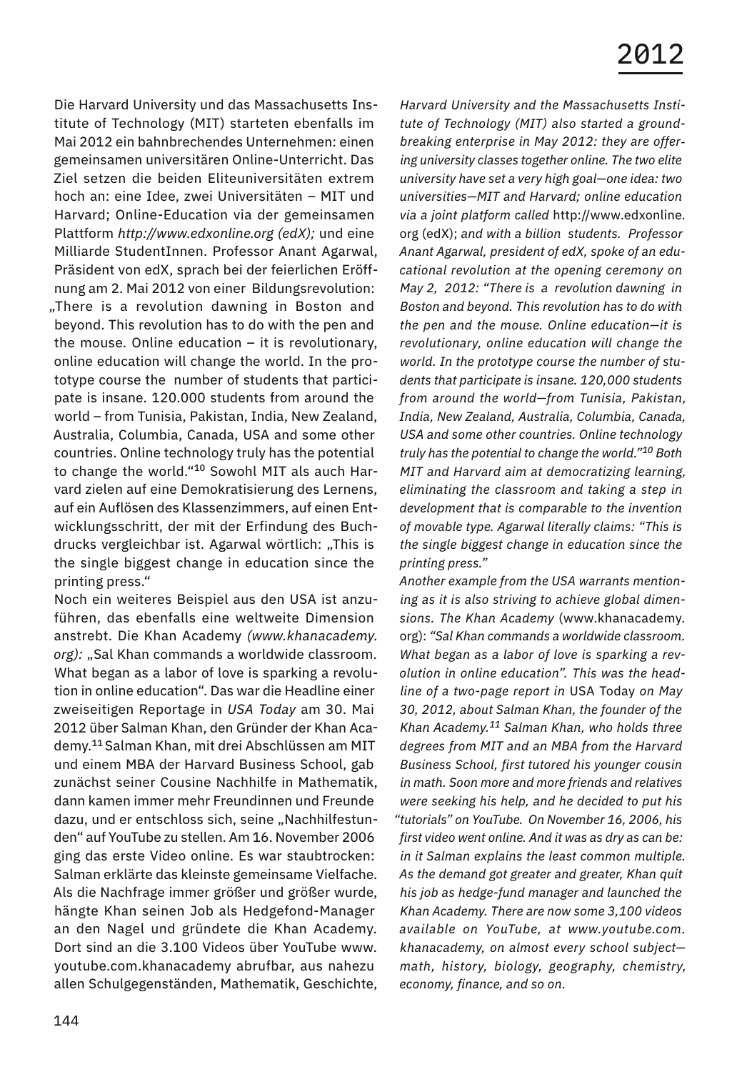Die Harvard University und das Massachusetts Institute of Technology (MIT) starteten ebenfalls im Mai 2012 ein bahnbrechendes Unternehmen: einen gemeinsamen universitären Online-Unterricht. Das Ziel setzen die beiden Eliteuniversitäten extrem hoch an: eine Idee, zwei Universitäten – MIT und Harvard; Online-Education via der gemeinsamen Plattform *http://www.edxonline.org (edX);* und eine Milliarde StudentInnen. Professor Anant Agarwal, Präsident von edX, sprach bei der feierlichen Eröffnung am 2. Mai 2012 von einer Bildungsrevolution: „There is a revolution dawning in Boston and beyond. This revolution has to do with the pen and the mouse. Online education – it is revolutionary, online education will change the world. In the prototype course the number of students that participate is insane. 120.000 students from around the world – from Tunisia, Pakistan, India, New Zealand, Australia, Columbia, Canada, USA and some other countries. Online technology truly has the potential to change the world."[10] Sowohl MIT als auch Harvard zielen auf eine Demokratisierung des Lernens, auf ein Auflösen des Klassenzimmers, auf einen Entwicklungsschritt, der mit der Erfindung des Buchdrucks vergleichbar ist. Agarwal wörtlich: „This is the single biggest change in education since the printing press."

Noch ein weiteres Beispiel aus den USA ist anzuführen, das ebenfalls eine weltweite Dimension anstrebt. Die Khan Academy *(www.khanacademy.org):* „Sal Khan commands a worldwide classroom. What began as a labor of love is sparking a revolution in online education". Das war die Headline einer zweiseitigen Reportage in *USA Today* am 30. Mai 2012 über Salman Khan, den Gründer der Khan Academy.[11] Salman Khan, mit drei Abschlüssen am MIT und einem MBA der Harvard Business School, gab zunächst seiner Cousine Nachhilfe in Mathematik, dann kamen immer mehr Freundinnen und Freunde dazu, und er entschloss sich, seine „Nachhilfestunden" auf YouTube zu stellen. Am 16. November 2006 ging das erste Video online. Es war staubtrocken: Salman erklärte das kleinste gemeinsame Vielfache. Als die Nachfrage immer größer und größer wurde, hängte Khan seinen Job als Hedgefond-Manager an den Nagel und gründete die Khan Academy. Dort sind an die 3.100 Videos über YouTube www.youtube.com.khanacademy abrufbar, aus nahezu allen Schulgegenständen, Mathematik, Geschichte,

*Harvard University and the Massachusetts Institute of Technology (MIT) also started a groundbreaking enterprise in May 2012: they are offering university classes together online. The two elite university have set a very high goal—one idea: two universities—MIT and Harvard; online education via a joint platform called* http://www.edxonline.org (edX); *and with a billion students. Professor Anant Agarwal, president of edX, spoke of an educational revolution at the opening ceremony on May 2, 2012: "There is a revolution dawning in Boston and beyond. This revolution has to do with the pen and the mouse. Online education—it is revolutionary, online education will change the world. In the prototype course the number of students that participate is insane. 120,000 students from around the world—from Tunisia, Pakistan, India, New Zealand, Australia, Columbia, Canada, USA and some other countries. Online technology truly has the potential to change the world."[10] Both MIT and Harvard aim at democratizing learning, eliminating the classroom and taking a step in development that is comparable to the invention of movable type. Agarwal literally claims: "This is the single biggest change in education since the printing press."*

*Another example from the USA warrants mentioning as it is also striving to achieve global dimensions. The Khan Academy* (www.khanacademy.org): *"Sal Khan commands a worldwide classroom. What began as a labor of love is sparking a revolution in online education". This was the headline of a two-page report in* USA Today *on May 30, 2012, about Salman Khan, the founder of the Khan Academy.[11] Salman Khan, who holds three degrees from MIT and an MBA from the Harvard Business School, first tutored his younger cousin in math. Soon more and more friends and relatives were seeking his help, and he decided to put his "tutorials" on YouTube. On November 16, 2006, his first video went online. And it was as dry as can be: in it Salman explains the least common multiple. As the demand got greater and greater, Khan quit his job as hedge-fund manager and launched the Khan Academy. There are now some 3,100 videos available on YouTube, at www.youtube.com.khanacademy, on almost every school subject—math, history, biology, geography, chemistry, economy, finance, and so on.*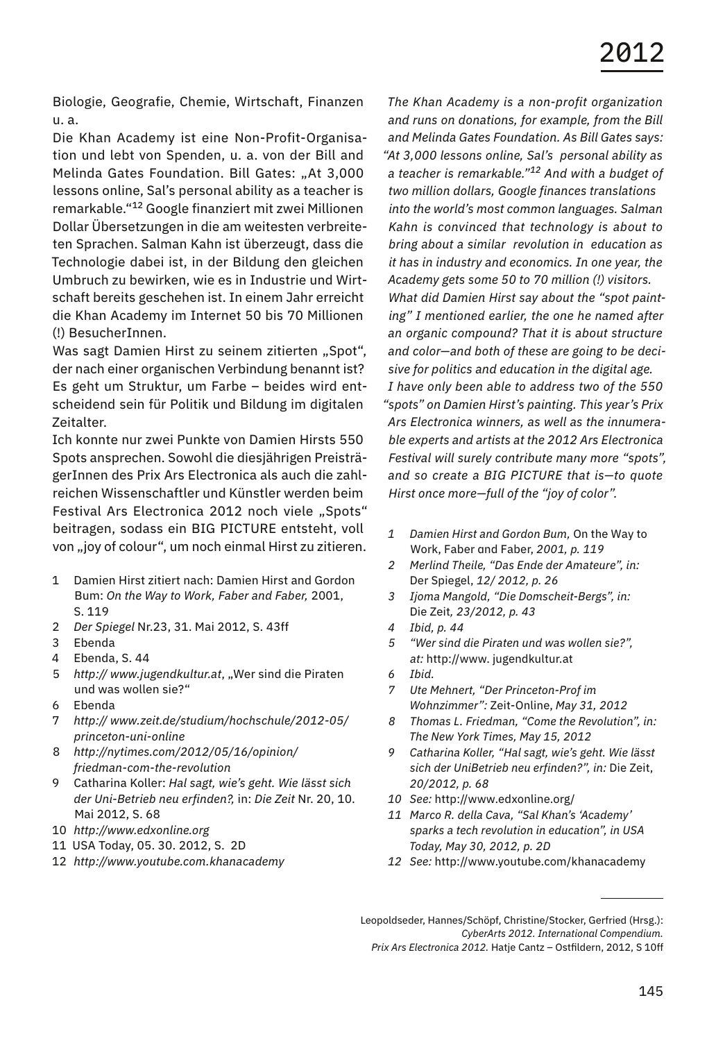Biologie, Geografie, Chemie, Wirtschaft, Finanzen u. a.

Die Khan Academy ist eine Non-Profit-Organisation und lebt von Spenden, u. a. von der Bill and Melinda Gates Foundation. Bill Gates: „At 3,000 lessons online, Sal's personal ability as a teacher is remarkable."[12] Google finanziert mit zwei Millionen Dollar Übersetzungen in die am weitesten verbreiteten Sprachen. Salman Kahn ist überzeugt, dass die Technologie dabei ist, in der Bildung den gleichen Umbruch zu bewirken, wie es in Industrie und Wirtschaft bereits geschehen ist. In einem Jahr erreicht die Khan Academy im Internet 50 bis 70 Millionen (!) BesucherInnen.

Was sagt Damien Hirst zu seinem zitierten „Spot", der nach einer organischen Verbindung benannt ist? Es geht um Struktur, um Farbe – beides wird entscheidend sein für Politik und Bildung im digitalen Zeitalter.

Ich konnte nur zwei Punkte von Damien Hirsts 550 Spots ansprechen. Sowohl die diesjährigen PreisträgerInnen des Prix Ars Electronica als auch die zahlreichen Wissenschaftler und Künstler werden beim Festival Ars Electronica 2012 noch viele „Spots" beitragen, sodass ein BIG PICTURE entsteht, voll von „joy of colour", um noch einmal Hirst zu zitieren.

1 Damien Hirst zitiert nach: Damien Hirst and Gordon Bum: *On the Way to Work, Faber and Faber,* 2001, S. 119
2 *Der Spiegel* Nr.23, 31. Mai 2012, S. 43ff
3 Ebenda
4 Ebenda, S. 44
5 *http:// www.jugendkultur.at*, „Wer sind die Piraten und was wollen sie?"
6 Ebenda
7 *http:// www.zeit.de/studium/hochschule/2012-05/princeton-uni-online*
8 *http://nytimes.com/2012/05/16/opinion/friedman-com-the-revolution*
9 Catharina Koller: *Hal sagt, wie's geht. Wie lässt sich der Uni-Betrieb neu erfinden?,* in: *Die Zeit* Nr. 20, 10. Mai 2012, S. 68
10 *http://www.edxonline.org*
11 USA Today, 05. 30. 2012, S. 2D
12 *http://www.youtube.com.khanacademy*

*The Khan Academy is a non-profit organization and runs on donations, for example, from the Bill and Melinda Gates Foundation. As Bill Gates says: "At 3,000 lessons online, Sal's personal ability as a teacher is remarkable."[12] And with a budget of two million dollars, Google finances translations into the world's most common languages. Salman Kahn is convinced that technology is about to bring about a similar revolution in education as it has in industry and economics. In one year, the Academy gets some 50 to 70 million (!) visitors.*

*What did Damien Hirst say about the "spot painting" I mentioned earlier, the one he named after an organic compound? That it is about structure and color—and both of these are going to be decisive for politics and education in the digital age.*

*I have only been able to address two of the 550 "spots" on Damien Hirst's painting. This year's Prix Ars Electronica winners, as well as the innumerable experts and artists at the 2012 Ars Electronica Festival will surely contribute many more "spots", and so create a BIG PICTURE that is—to quote Hirst once more—full of the "joy of color".*

1 *Damien Hirst and Gordon Bum,* On the Way to Work, Faber and Faber, *2001, p. 119*
2 *Merlind Theile, "Das Ende der Amateure", in:* Der Spiegel, *12/ 2012, p. 26*
3 *Ijoma Mangold, "Die Domscheit-Bergs", in:* Die Zeit*, 23/2012, p. 43*
4 *Ibid, p. 44*
5 *"Wer sind die Piraten und was wollen sie?", at:* http://www. jugendkultur.at
6 *Ibid.*
7 *Ute Mehnert, "Der Princeton-Prof im Wohnzimmer":* Zeit-Online, *May 31, 2012*
8 *Thomas L. Friedman, "Come the Revolution", in: The New York Times, May 15, 2012*
9 *Catharina Koller, "Hal sagt, wie's geht. Wie lässt sich der UniBetrieb neu erfinden?", in:* Die Zeit, *20/2012, p. 68*
10 *See:* http://www.edxonline.org/
11 *Marco R. della Cava, "Sal Khan's 'Academy' sparks a tech revolution in education", in USA Today, May 30, 2012, p. 2D*
12 *See:* http://www.youtube.com/khanacademy

Leopoldseder, Hannes/Schöpf, Christine/Stocker, Gerfried (Hrsg.): *CyberArts 2012. International Compendium. Prix Ars Electronica 2012.* Hatje Cantz – Ostfildern, 2012, S 10ff